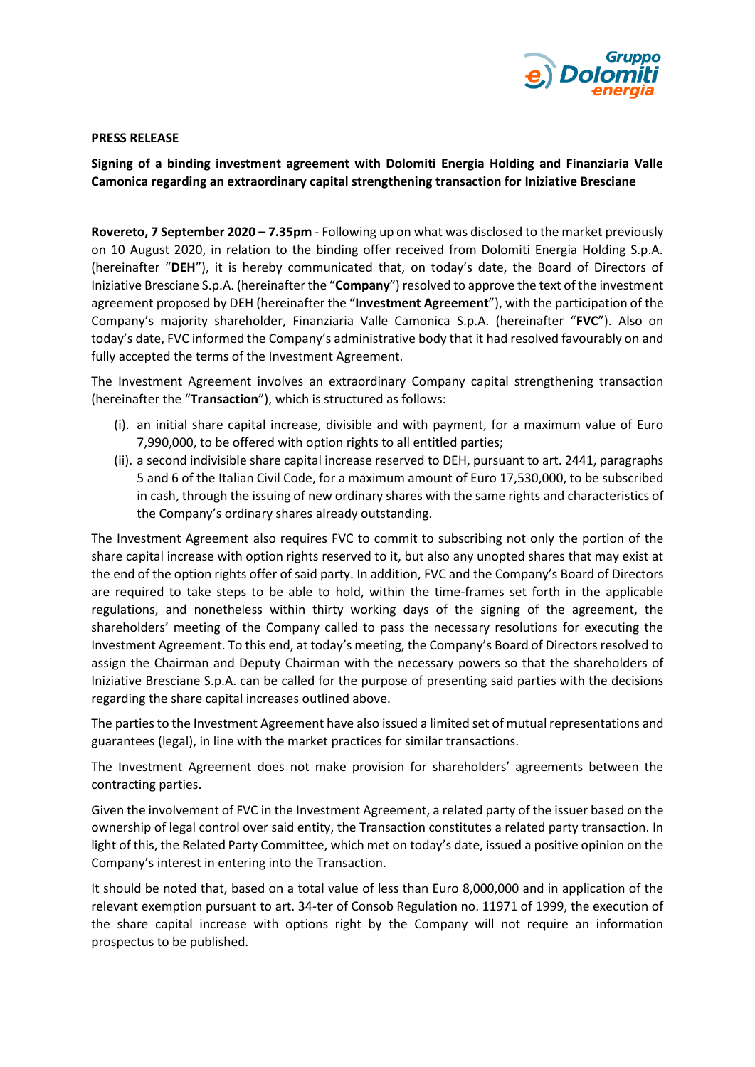**PRESS RELEASE**

**Signing of a binding investment agreement with Dolomiti Energia Holding and Finanziaria Valle Camonica regarding an extraordinary capital strengthening transaction for Iniziative Bresciane**

**Rovereto, 7 September 2020 – 7.35pm** - Following up on what was disclosed to the market previously on 10 August 2020, in relation to the binding offer received from Dolomiti Energia Holding S.p.A. (hereinafter "**DEH**"), it is hereby communicated that, on today's date, the Board of Directors of Iniziative Bresciane S.p.A. (hereinafter the "**Company**") resolved to approve the text of the investment agreement proposed by DEH (hereinafter the "**Investment Agreement**"), with the participation of the Company's majority shareholder, Finanziaria Valle Camonica S.p.A. (hereinafter "**FVC**"). Also on today's date, FVC informed the Company's administrative body that it had resolved favourably on and fully accepted the terms of the Investment Agreement.

The Investment Agreement involves an extraordinary Company capital strengthening transaction (hereinafter the "**Transaction**"), which is structured as follows:

(i). an initial share capital increase, divisible and with payment, for a maximum value of Euro 7,990,000, to be offered with option rights to all entitled parties;

(ii). a second indivisible share capital increase reserved to DEH, pursuant to art. 2441, paragraphs 5 and 6 of the Italian Civil Code, for a maximum amount of Euro 17,530,000, to be subscribed in cash, through the issuing of new ordinary shares with the same rights and characteristics of the Company's ordinary shares already outstanding.

The Investment Agreement also requires FVC to commit to subscribing not only the portion of the share capital increase with option rights reserved to it, but also any unopted shares that may exist at the end of the option rights offer of said party. In addition, FVC and the Company's Board of Directors are required to take steps to be able to hold, within the time-frames set forth in the applicable regulations, and nonetheless within thirty working days of the signing of the agreement, the shareholders' meeting of the Company called to pass the necessary resolutions for executing the Investment Agreement. To this end, at today's meeting, the Company's Board of Directors resolved to assign the Chairman and Deputy Chairman with the necessary powers so that the shareholders of Iniziative Bresciane S.p.A. can be called for the purpose of presenting said parties with the decisions regarding the share capital increases outlined above.

The parties to the Investment Agreement have also issued a limited set of mutual representations and guarantees (legal), in line with the market practices for similar transactions.

The Investment Agreement does not make provision for shareholders' agreements between the contracting parties.

Given the involvement of FVC in the Investment Agreement, a related party of the issuer based on the ownership of legal control over said entity, the Transaction constitutes a related party transaction. In light of this, the Related Party Committee, which met on today's date, issued a positive opinion on the Company's interest in entering into the Transaction.

It should be noted that, based on a total value of less than Euro 8,000,000 and in application of the relevant exemption pursuant to art. 34-ter of Consob Regulation no. 11971 of 1999, the execution of the share capital increase with options right by the Company will not require an information prospectus to be published.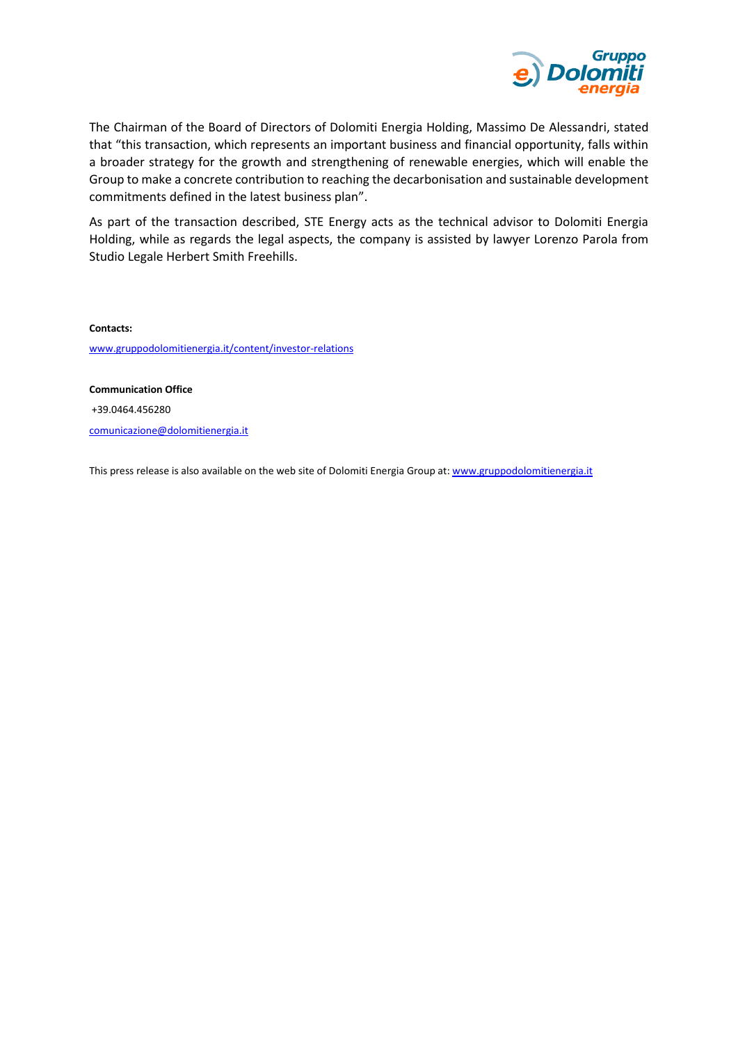The Chairman of the Board of Directors of Dolomiti Energia Holding, Massimo De Alessandri, stated that "this transaction, which represents an important business and financial opportunity, falls within a broader strategy for the growth and strengthening of renewable energies, which will enable the Group to make a concrete contribution to reaching the decarbonisation and sustainable development commitments defined in the latest business plan".

As part of the transaction described, STE Energy acts as the technical advisor to Dolomiti Energia Holding, while as regards the legal aspects, the company is assisted by lawyer Lorenzo Parola from Studio Legale Herbert Smith Freehills.

**Contacts:**

www.gruppodolomitienergia.it/content/investor-relations

**Communication Office**

+39.0464.456280

comunicazione@dolomitienergia.it

This press release is also available on the web site of Dolomiti Energia Group at: www.gruppodolomitienergia.it